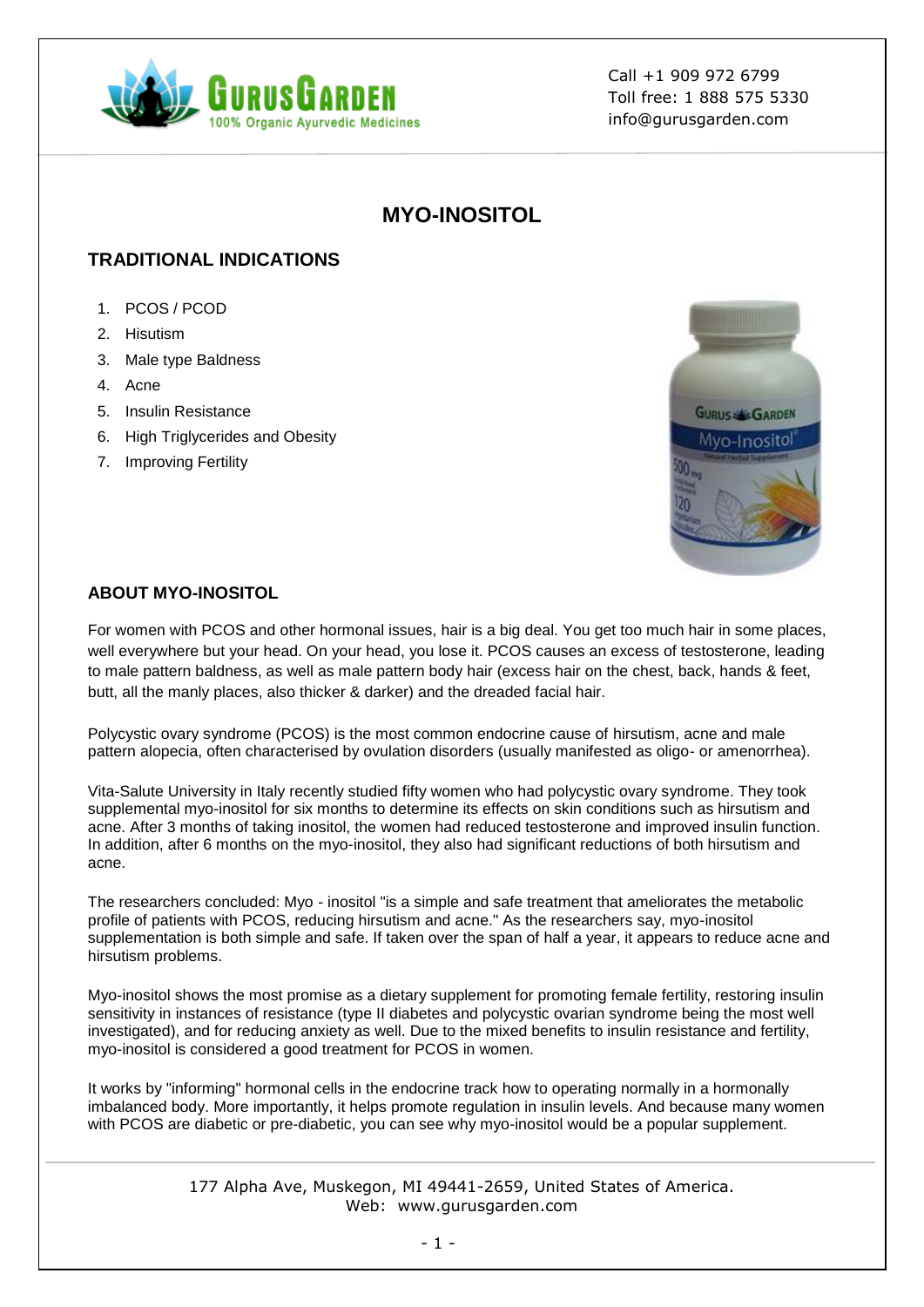Call +1 909 972 6799
Toll free: 1 888 575 5330
info@gurusgarden.com

# MYO-INOSITOL

## TRADITIONAL INDICATIONS

1. PCOS / PCOD
2. Hisutism
3. Male type Baldness
4. Acne
5. Insulin Resistance
6. High Triglycerides and Obesity
7. Improving Fertility

## ABOUT MYO-INOSITOL

For women with PCOS and other hormonal issues, hair is a big deal. You get too much hair in some places, well everywhere but your head. On your head, you lose it. PCOS causes an excess of testosterone, leading to male pattern baldness, as well as male pattern body hair (excess hair on the chest, back, hands & feet, butt, all the manly places, also thicker & darker) and the dreaded facial hair.

Polycystic ovary syndrome (PCOS) is the most common endocrine cause of hirsutism, acne and male pattern alopecia, often characterised by ovulation disorders (usually manifested as oligo- or amenorrhea).

Vita-Salute University in Italy recently studied fifty women who had polycystic ovary syndrome. They took supplemental myo-inositol for six months to determine its effects on skin conditions such as hirsutism and acne. After 3 months of taking inositol, the women had reduced testosterone and improved insulin function. In addition, after 6 months on the myo-inositol, they also had significant reductions of both hirsutism and acne.

The researchers concluded: Myo - inositol "is a simple and safe treatment that ameliorates the metabolic profile of patients with PCOS, reducing hirsutism and acne." As the researchers say, myo-inositol supplementation is both simple and safe. If taken over the span of half a year, it appears to reduce acne and hirsutism problems.

Myo-inositol shows the most promise as a dietary supplement for promoting female fertility, restoring insulin sensitivity in instances of resistance (type II diabetes and polycystic ovarian syndrome being the most well investigated), and for reducing anxiety as well. Due to the mixed benefits to insulin resistance and fertility, myo-inositol is considered a good treatment for PCOS in women.

It works by "informing" hormonal cells in the endocrine track how to operating normally in a hormonally imbalanced body. More importantly, it helps promote regulation in insulin levels. And because many women with PCOS are diabetic or pre-diabetic, you can see why myo-inositol would be a popular supplement.

177 Alpha Ave, Muskegon, MI 49441-2659, United States of America.
Web: www.gurusgarden.com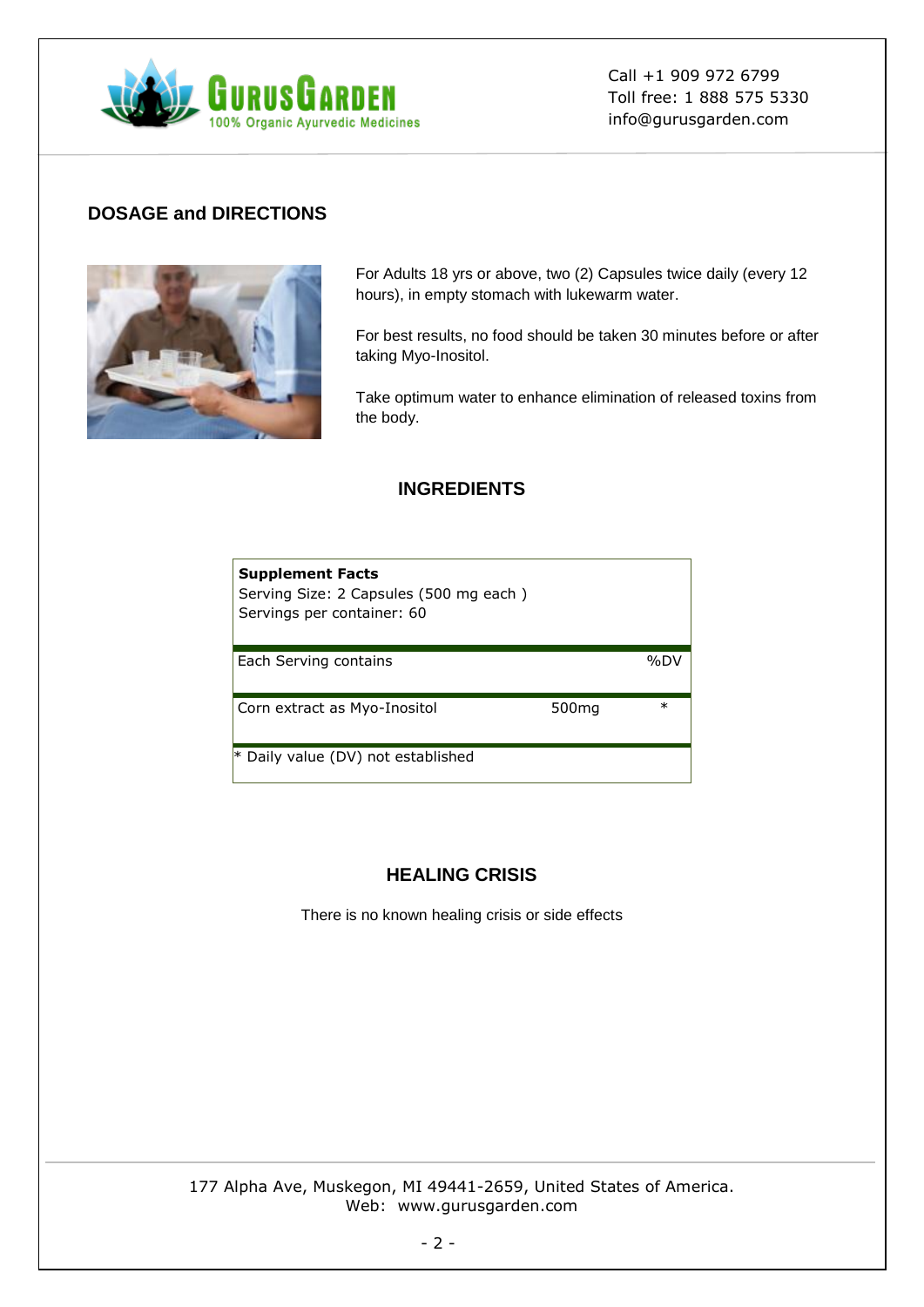## DOSAGE and DIRECTIONS

For Adults 18 yrs or above, two (2) Capsules twice daily (every 12 hours), in empty stomach with lukewarm water.

For best results, no food should be taken 30 minutes before or after taking Myo-Inositol.

Take optimum water to enhance elimination of released toxins from the body.

## INGREDIENTS

**Supplement Facts**
Serving Size: 2 Capsules (500 mg each )
Servings per container: 60

| Each Serving contains | | %DV |
|---|---|---|
| Corn extract as Myo-Inositol | 500mg | * |

* Daily value (DV) not established

## HEALING CRISIS

There is no known healing crisis or side effects

177 Alpha Ave, Muskegon, MI 49441-2659, United States of America.
Web: www.gurusgarden.com